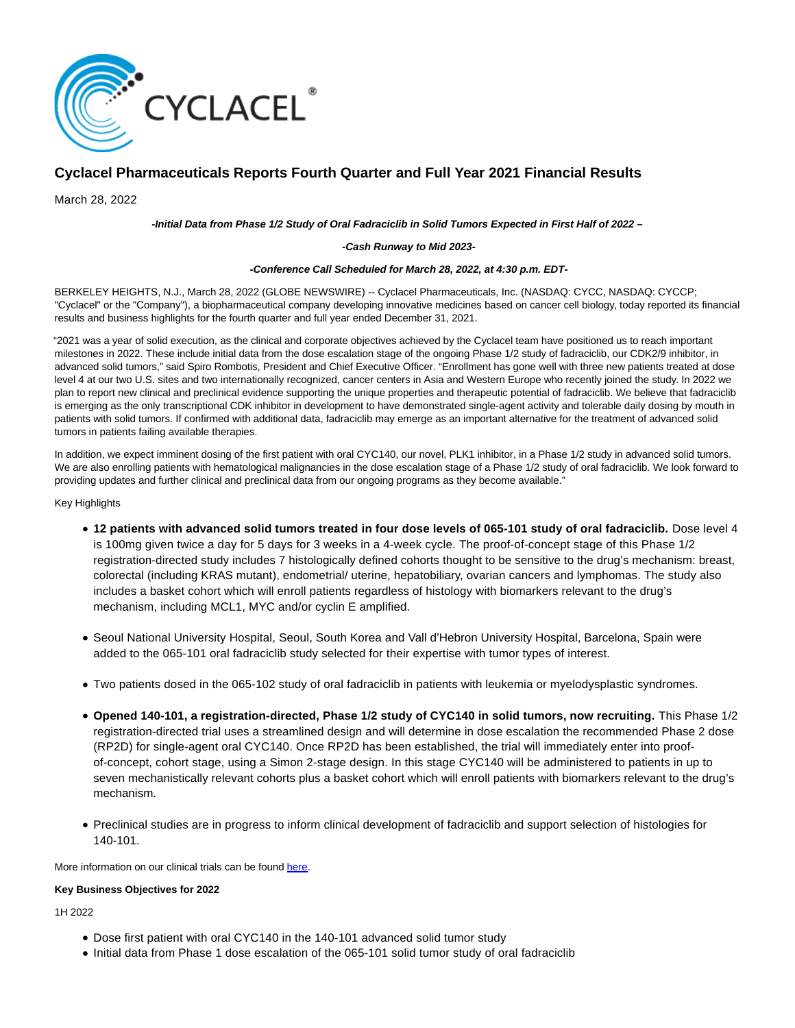# Cyclacel Pharmaceuticals Reports Fourth Quarter and Full Year 2021 Financial Results

March 28, 2022

***-Initial Data from Phase 1/2 Study of Oral Fadraciclib in Solid Tumors Expected in First Half of 2022 –***

***-Cash Runway to Mid 2023-***

***-Conference Call Scheduled for March 28, 2022, at 4:30 p.m. EDT-***

BERKELEY HEIGHTS, N.J., March 28, 2022 (GLOBE NEWSWIRE) -- Cyclacel Pharmaceuticals, Inc. (NASDAQ: CYCC, NASDAQ: CYCCP; "Cyclacel" or the "Company"), a biopharmaceutical company developing innovative medicines based on cancer cell biology, today reported its financial results and business highlights for the fourth quarter and full year ended December 31, 2021.

"2021 was a year of solid execution, as the clinical and corporate objectives achieved by the Cyclacel team have positioned us to reach important milestones in 2022. These include initial data from the dose escalation stage of the ongoing Phase 1/2 study of fadraciclib, our CDK2/9 inhibitor, in advanced solid tumors," said Spiro Rombotis, President and Chief Executive Officer. "Enrollment has gone well with three new patients treated at dose level 4 at our two U.S. sites and two internationally recognized, cancer centers in Asia and Western Europe who recently joined the study. In 2022 we plan to report new clinical and preclinical evidence supporting the unique properties and therapeutic potential of fadraciclib. We believe that fadraciclib is emerging as the only transcriptional CDK inhibitor in development to have demonstrated single-agent activity and tolerable daily dosing by mouth in patients with solid tumors. If confirmed with additional data, fadraciclib may emerge as an important alternative for the treatment of advanced solid tumors in patients failing available therapies.

In addition, we expect imminent dosing of the first patient with oral CYC140, our novel, PLK1 inhibitor, in a Phase 1/2 study in advanced solid tumors. We are also enrolling patients with hematological malignancies in the dose escalation stage of a Phase 1/2 study of oral fadraciclib. We look forward to providing updates and further clinical and preclinical data from our ongoing programs as they become available."

Key Highlights

- **12 patients with advanced solid tumors treated in four dose levels of 065-101 study of oral fadraciclib.** Dose level 4 is 100mg given twice a day for 5 days for 3 weeks in a 4-week cycle. The proof-of-concept stage of this Phase 1/2 registration-directed study includes 7 histologically defined cohorts thought to be sensitive to the drug's mechanism: breast, colorectal (including KRAS mutant), endometrial/ uterine, hepatobiliary, ovarian cancers and lymphomas. The study also includes a basket cohort which will enroll patients regardless of histology with biomarkers relevant to the drug's mechanism, including MCL1, MYC and/or cyclin E amplified.
- Seoul National University Hospital, Seoul, South Korea and Vall d'Hebron University Hospital, Barcelona, Spain were added to the 065-101 oral fadraciclib study selected for their expertise with tumor types of interest.
- Two patients dosed in the 065-102 study of oral fadraciclib in patients with leukemia or myelodysplastic syndromes.
- **Opened 140-101, a registration-directed, Phase 1/2 study of CYC140 in solid tumors, now recruiting.** This Phase 1/2 registration-directed trial uses a streamlined design and will determine in dose escalation the recommended Phase 2 dose (RP2D) for single-agent oral CYC140. Once RP2D has been established, the trial will immediately enter into proof-of-concept, cohort stage, using a Simon 2-stage design. In this stage CYC140 will be administered to patients in up to seven mechanistically relevant cohorts plus a basket cohort which will enroll patients with biomarkers relevant to the drug's mechanism.
- Preclinical studies are in progress to inform clinical development of fadraciclib and support selection of histologies for 140-101.

More information on our clinical trials can be found here.

**Key Business Objectives for 2022**

1H 2022

- Dose first patient with oral CYC140 in the 140-101 advanced solid tumor study
- Initial data from Phase 1 dose escalation of the 065-101 solid tumor study of oral fadraciclib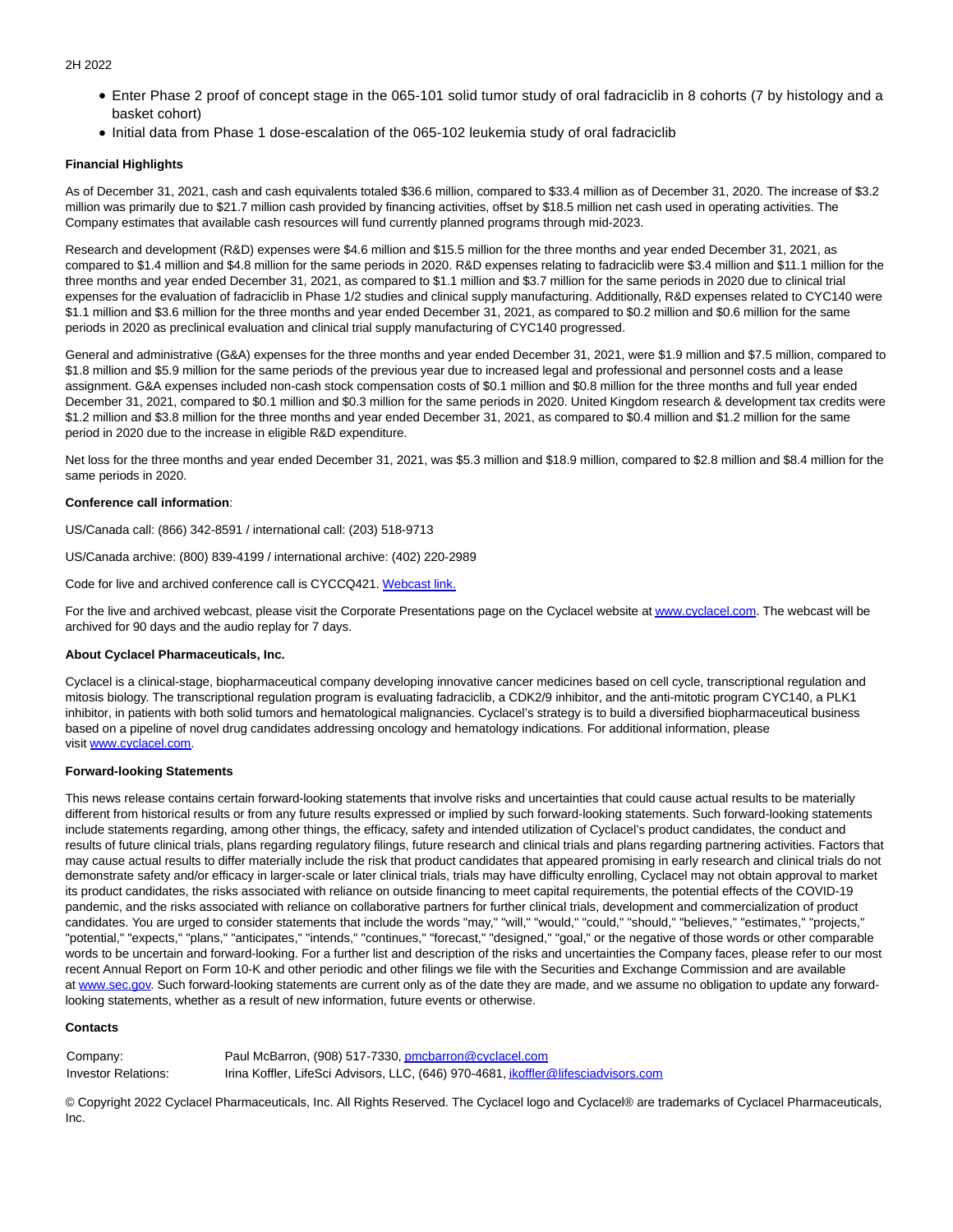2H 2022

- Enter Phase 2 proof of concept stage in the 065-101 solid tumor study of oral fadraciclib in 8 cohorts (7 by histology and a basket cohort)
- Initial data from Phase 1 dose-escalation of the 065-102 leukemia study of oral fadraciclib

**Financial Highlights**

As of December 31, 2021, cash and cash equivalents totaled $36.6 million, compared to $33.4 million as of December 31, 2020. The increase of $3.2 million was primarily due to $21.7 million cash provided by financing activities, offset by $18.5 million net cash used in operating activities. The Company estimates that available cash resources will fund currently planned programs through mid-2023.

Research and development (R&D) expenses were $4.6 million and $15.5 million for the three months and year ended December 31, 2021, as compared to $1.4 million and $4.8 million for the same periods in 2020. R&D expenses relating to fadraciclib were $3.4 million and $11.1 million for the three months and year ended December 31, 2021, as compared to $1.1 million and $3.7 million for the same periods in 2020 due to clinical trial expenses for the evaluation of fadraciclib in Phase 1/2 studies and clinical supply manufacturing. Additionally, R&D expenses related to CYC140 were $1.1 million and $3.6 million for the three months and year ended December 31, 2021, as compared to $0.2 million and $0.6 million for the same periods in 2020 as preclinical evaluation and clinical trial supply manufacturing of CYC140 progressed.

General and administrative (G&A) expenses for the three months and year ended December 31, 2021, were $1.9 million and $7.5 million, compared to $1.8 million and $5.9 million for the same periods of the previous year due to increased legal and professional and personnel costs and a lease assignment. G&A expenses included non-cash stock compensation costs of $0.1 million and $0.8 million for the three months and full year ended December 31, 2021, compared to $0.1 million and $0.3 million for the same periods in 2020. United Kingdom research & development tax credits were $1.2 million and $3.8 million for the three months and year ended December 31, 2021, as compared to $0.4 million and $1.2 million for the same period in 2020 due to the increase in eligible R&D expenditure.

Net loss for the three months and year ended December 31, 2021, was $5.3 million and $18.9 million, compared to $2.8 million and $8.4 million for the same periods in 2020.

**Conference call information**:

US/Canada call: (866) 342-8591 / international call: (203) 518-9713

US/Canada archive: (800) 839-4199 / international archive: (402) 220-2989

Code for live and archived conference call is CYCCQ421. Webcast link.

For the live and archived webcast, please visit the Corporate Presentations page on the Cyclacel website at www.cyclacel.com. The webcast will be archived for 90 days and the audio replay for 7 days.

**About Cyclacel Pharmaceuticals, Inc.**

Cyclacel is a clinical-stage, biopharmaceutical company developing innovative cancer medicines based on cell cycle, transcriptional regulation and mitosis biology. The transcriptional regulation program is evaluating fadraciclib, a CDK2/9 inhibitor, and the anti-mitotic program CYC140, a PLK1 inhibitor, in patients with both solid tumors and hematological malignancies. Cyclacel's strategy is to build a diversified biopharmaceutical business based on a pipeline of novel drug candidates addressing oncology and hematology indications. For additional information, please visit www.cyclacel.com.

**Forward-looking Statements**

This news release contains certain forward-looking statements that involve risks and uncertainties that could cause actual results to be materially different from historical results or from any future results expressed or implied by such forward-looking statements. Such forward-looking statements include statements regarding, among other things, the efficacy, safety and intended utilization of Cyclacel's product candidates, the conduct and results of future clinical trials, plans regarding regulatory filings, future research and clinical trials and plans regarding partnering activities. Factors that may cause actual results to differ materially include the risk that product candidates that appeared promising in early research and clinical trials do not demonstrate safety and/or efficacy in larger-scale or later clinical trials, trials may have difficulty enrolling, Cyclacel may not obtain approval to market its product candidates, the risks associated with reliance on outside financing to meet capital requirements, the potential effects of the COVID-19 pandemic, and the risks associated with reliance on collaborative partners for further clinical trials, development and commercialization of product candidates. You are urged to consider statements that include the words "may," "will," "would," "could," "should," "believes," "estimates," "projects," "potential," "expects," "plans," "anticipates," "intends," "continues," "forecast," "designed," "goal," or the negative of those words or other comparable words to be uncertain and forward-looking. For a further list and description of the risks and uncertainties the Company faces, please refer to our most recent Annual Report on Form 10-K and other periodic and other filings we file with the Securities and Exchange Commission and are available at www.sec.gov. Such forward-looking statements are current only as of the date they are made, and we assume no obligation to update any forward-looking statements, whether as a result of new information, future events or otherwise.

**Contacts**

| | |
|---|---|
| Company: | Paul McBarron, (908) 517-7330, pmcbarron@cyclacel.com |
| Investor Relations: | Irina Koffler, LifeSci Advisors, LLC, (646) 970-4681, ikoffler@lifesciadvisors.com |

© Copyright 2022 Cyclacel Pharmaceuticals, Inc. All Rights Reserved. The Cyclacel logo and Cyclacel® are trademarks of Cyclacel Pharmaceuticals, Inc.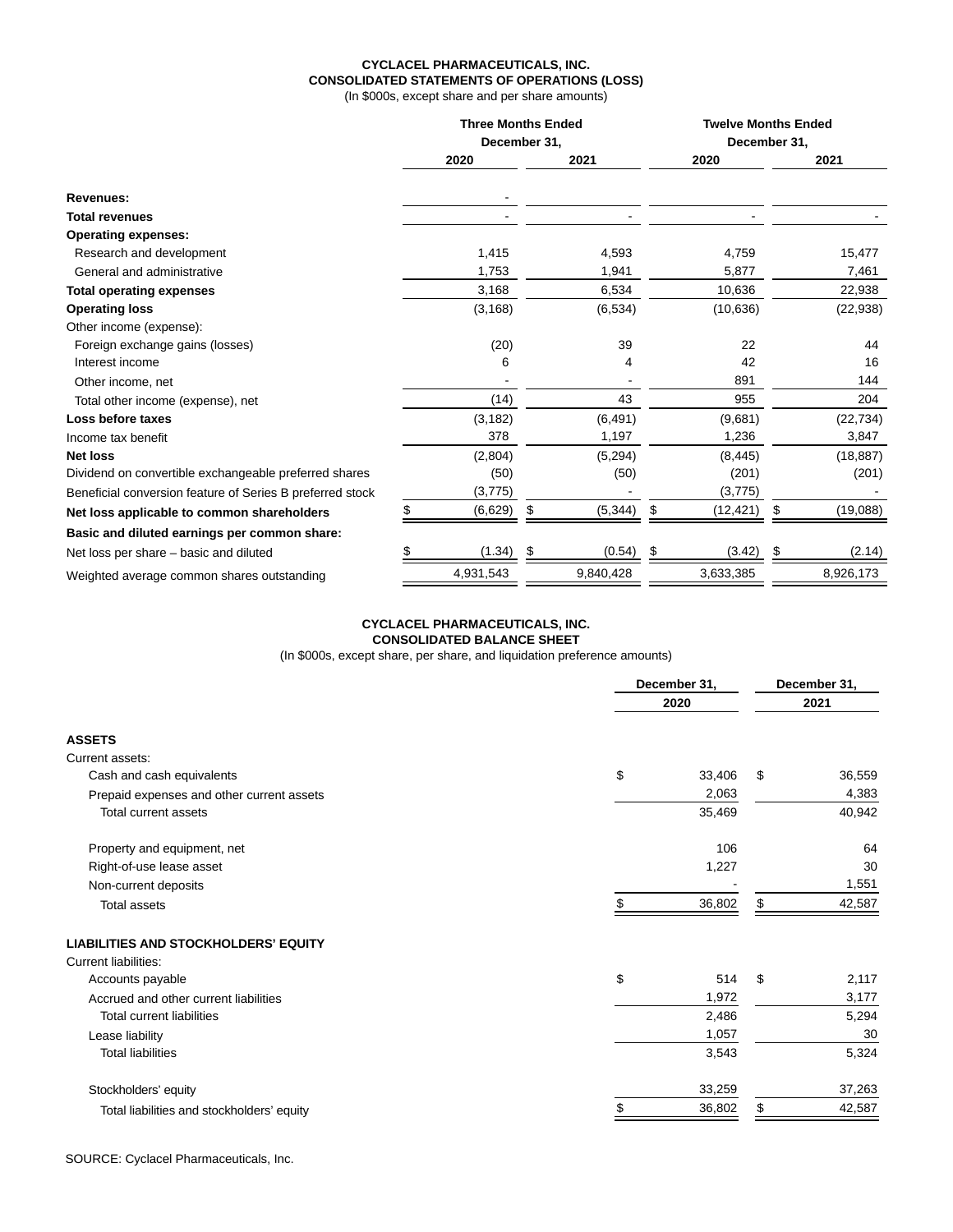**CYCLACEL PHARMACEUTICALS, INC.**
**CONSOLIDATED STATEMENTS OF OPERATIONS (LOSS)**
(In $000s, except share and per share amounts)

| | Three Months Ended December 31, | | Twelve Months Ended December 31, | |
|---|---|---|---|---|
| | 2020 | 2021 | 2020 | 2021 |
| **Revenues:** | - | | | |
| **Total revenues** | - | - | - | - |
| **Operating expenses:** | | | | |
| Research and development | 1,415 | 4,593 | 4,759 | 15,477 |
| General and administrative | 1,753 | 1,941 | 5,877 | 7,461 |
| **Total operating expenses** | 3,168 | 6,534 | 10,636 | 22,938 |
| **Operating loss** | (3,168) | (6,534) | (10,636) | (22,938) |
| Other income (expense): | | | | |
| Foreign exchange gains (losses) | (20) | 39 | 22 | 44 |
| Interest income | 6 | 4 | 42 | 16 |
| Other income, net | - | - | 891 | 144 |
| Total other income (expense), net | (14) | 43 | 955 | 204 |
| **Loss before taxes** | (3,182) | (6,491) | (9,681) | (22,734) |
| Income tax benefit | 378 | 1,197 | 1,236 | 3,847 |
| **Net loss** | (2,804) | (5,294) | (8,445) | (18,887) |
| Dividend on convertible exchangeable preferred shares | (50) | (50) | (201) | (201) |
| Beneficial conversion feature of Series B preferred stock | (3,775) | - | (3,775) | - |
| **Net loss applicable to common shareholders** | $ (6,629) | $ (5,344) | $ (12,421) | $ (19,088) |
| **Basic and diluted earnings per common share:** | | | | |
| Net loss per share – basic and diluted | $ (1.34) | $ (0.54) | $ (3.42) | $ (2.14) |
| Weighted average common shares outstanding | 4,931,543 | 9,840,428 | 3,633,385 | 8,926,173 |

**CYCLACEL PHARMACEUTICALS, INC.**
**CONSOLIDATED BALANCE SHEET**
(In $000s, except share, per share, and liquidation preference amounts)

| | December 31, 2020 | December 31, 2021 |
|---|---|---|
| **ASSETS** | | |
| Current assets: | | |
| Cash and cash equivalents | $ 33,406 | $ 36,559 |
| Prepaid expenses and other current assets | 2,063 | 4,383 |
| Total current assets | 35,469 | 40,942 |
| Property and equipment, net | 106 | 64 |
| Right-of-use lease asset | 1,227 | 30 |
| Non-current deposits | - | 1,551 |
| Total assets | $ 36,802 | $ 42,587 |
| **LIABILITIES AND STOCKHOLDERS' EQUITY** | | |
| Current liabilities: | | |
| Accounts payable | $ 514 | $ 2,117 |
| Accrued and other current liabilities | 1,972 | 3,177 |
| Total current liabilities | 2,486 | 5,294 |
| Lease liability | 1,057 | 30 |
| Total liabilities | 3,543 | 5,324 |
| Stockholders' equity | 33,259 | 37,263 |
| Total liabilities and stockholders' equity | $ 36,802 | $ 42,587 |

SOURCE: Cyclacel Pharmaceuticals, Inc.